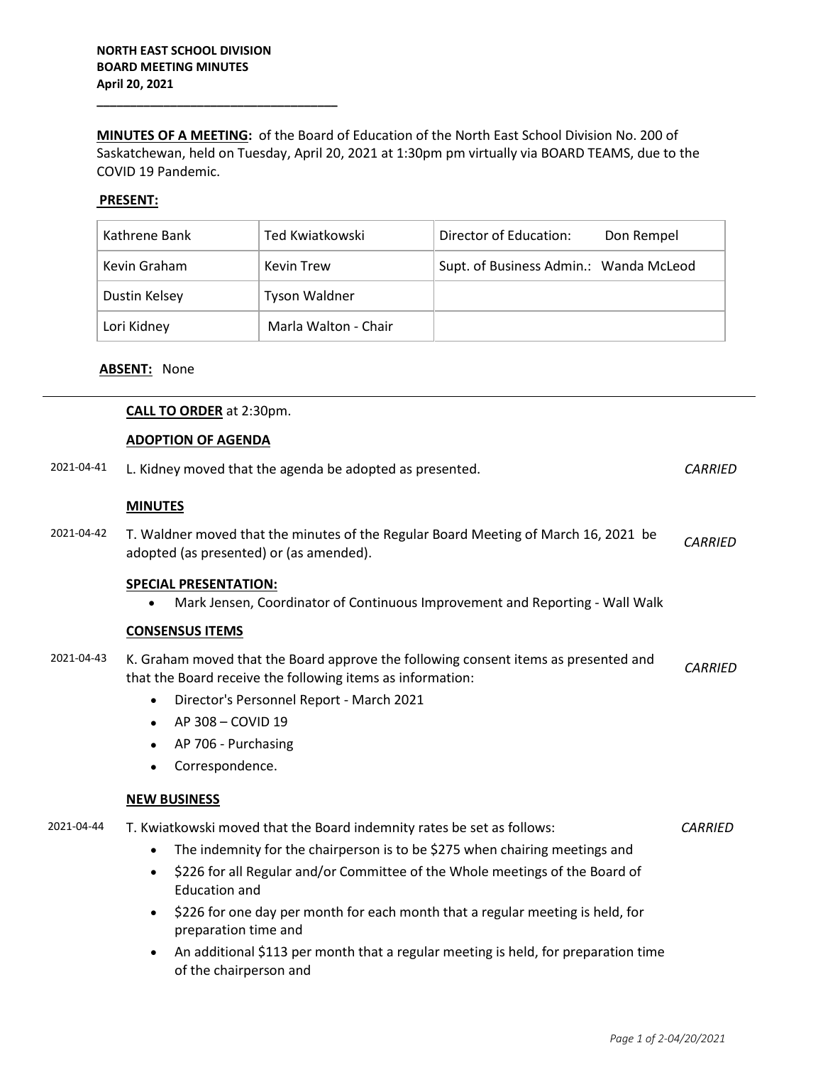**NORTH EAST SCHOOL DIVISION**
**BOARD MEETING MINUTES**
**April 20, 2021**

---

**MINUTES OF A MEETING:** of the Board of Education of the North East School Division No. 200 of Saskatchewan, held on Tuesday, April 20, 2021 at 1:30pm pm virtually via BOARD TEAMS, due to the COVID 19 Pandemic.

**PRESENT:**

| | | |
|---|---|---|
| Kathrene Bank | Ted Kwiatkowski | Director of Education: Don Rempel |
| Kevin Graham | Kevin Trew | Supt. of Business Admin.: Wanda McLeod |
| Dustin Kelsey | Tyson Waldner | |
| Lori Kidney | Marla Walton - Chair | |

**ABSENT:** None

---

**CALL TO ORDER** at 2:30pm.

**ADOPTION OF AGENDA**

2021-04-41 L. Kidney moved that the agenda be adopted as presented. *CARRIED*

**MINUTES**

2021-04-42 T. Waldner moved that the minutes of the Regular Board Meeting of March 16, 2021 be adopted (as presented) or (as amended). *CARRIED*

**SPECIAL PRESENTATION:**

- Mark Jensen, Coordinator of Continuous Improvement and Reporting - Wall Walk

**CONSENSUS ITEMS**

2021-04-43 K. Graham moved that the Board approve the following consent items as presented and that the Board receive the following items as information: *CARRIED*

- Director's Personnel Report - March 2021
- AP 308 – COVID 19
- AP 706 - Purchasing
- Correspondence.

**NEW BUSINESS**

2021-04-44 T. Kwiatkowski moved that the Board indemnity rates be set as follows: *CARRIED*

- The indemnity for the chairperson is to be $275 when chairing meetings and
- $226 for all Regular and/or Committee of the Whole meetings of the Board of Education and
- $226 for one day per month for each month that a regular meeting is held, for preparation time and
- An additional $113 per month that a regular meeting is held, for preparation time of the chairperson and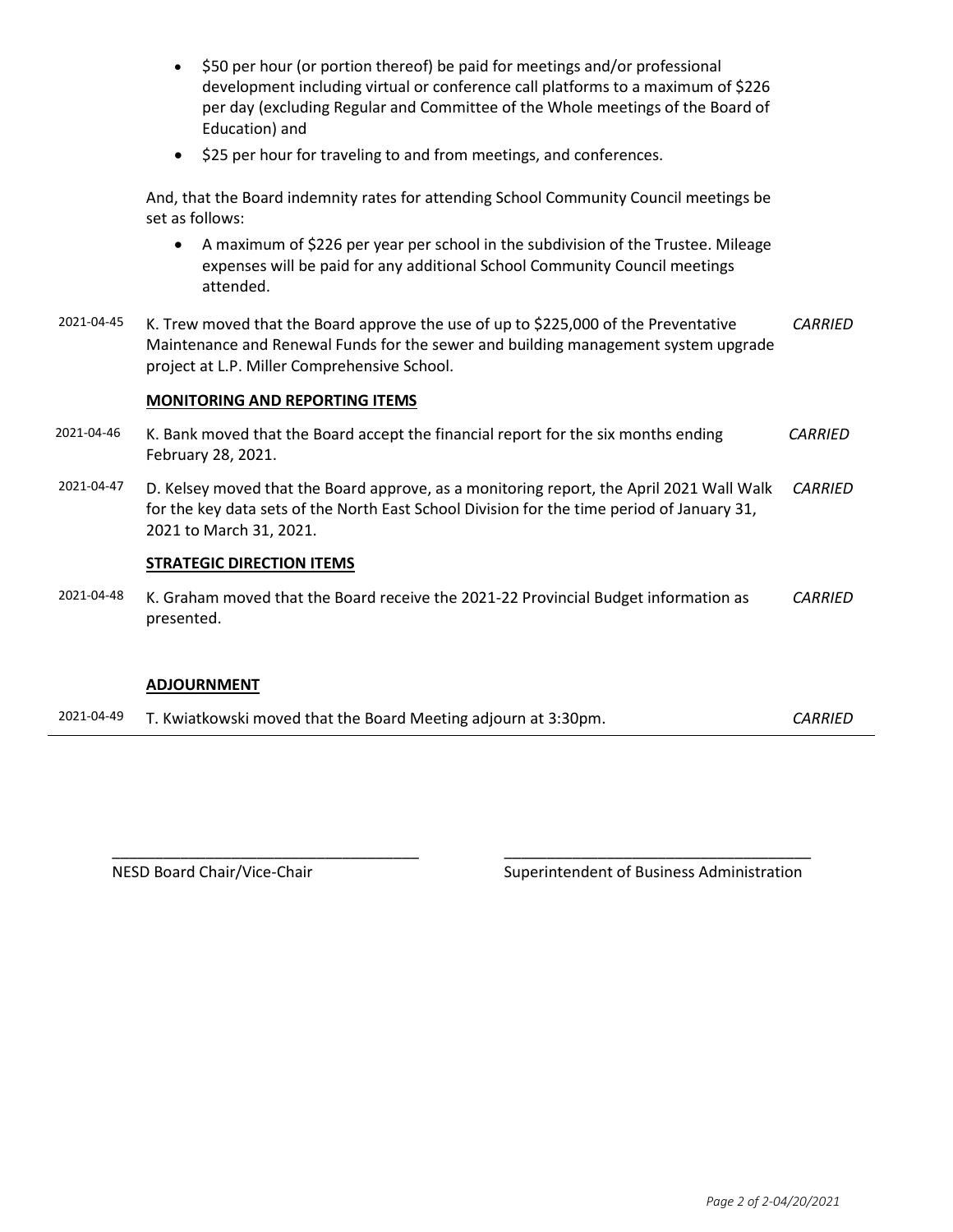- $50 per hour (or portion thereof) be paid for meetings and/or professional development including virtual or conference call platforms to a maximum of $226 per day (excluding Regular and Committee of the Whole meetings of the Board of Education) and
- $25 per hour for traveling to and from meetings, and conferences.

And, that the Board indemnity rates for attending School Community Council meetings be set as follows:

- A maximum of $226 per year per school in the subdivision of the Trustee. Mileage expenses will be paid for any additional School Community Council meetings attended.

| | | |
|---|---|---|
| 2021-04-45 | K. Trew moved that the Board approve the use of up to $225,000 of the Preventative Maintenance and Renewal Funds for the sewer and building management system upgrade project at L.P. Miller Comprehensive School. | *CARRIED* |

**MONITORING AND REPORTING ITEMS**

| | | |
|---|---|---|
| 2021-04-46 | K. Bank moved that the Board accept the financial report for the six months ending February 28, 2021. | *CARRIED* |
| 2021-04-47 | D. Kelsey moved that the Board approve, as a monitoring report, the April 2021 Wall Walk for the key data sets of the North East School Division for the time period of January 31, 2021 to March 31, 2021. | *CARRIED* |

**STRATEGIC DIRECTION ITEMS**

| | | |
|---|---|---|
| 2021-04-48 | K. Graham moved that the Board receive the 2021-22 Provincial Budget information as presented. | *CARRIED* |

**ADJOURNMENT**

| | | |
|---|---|---|
| 2021-04-49 | T. Kwiatkowski moved that the Board Meeting adjourn at 3:30pm. | *CARRIED* |

____________________________________
NESD Board Chair/Vice-Chair

____________________________________
Superintendent of Business Administration